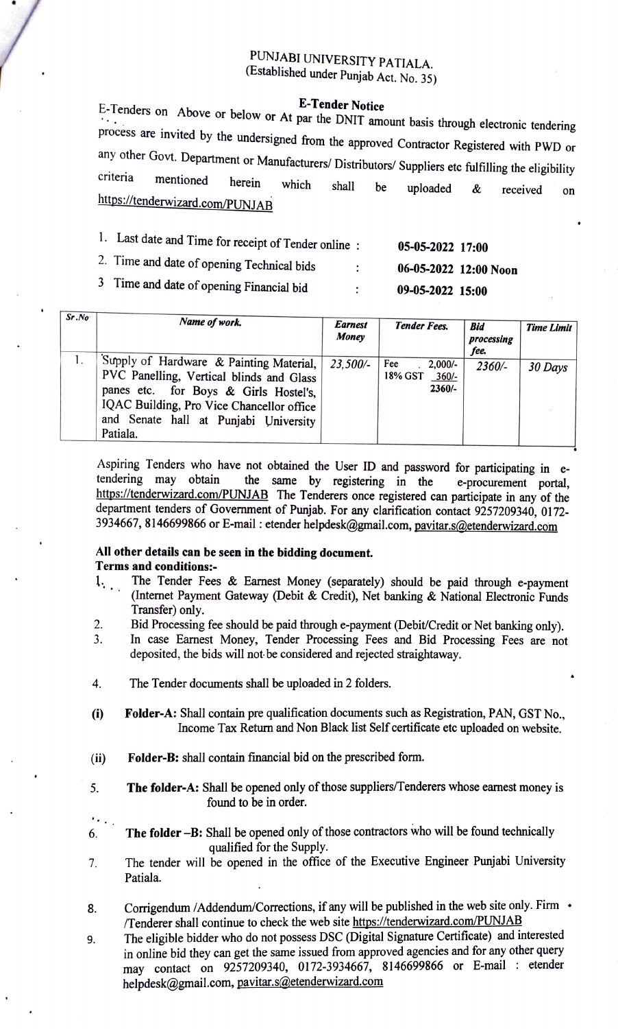# PUNJABI UNIVERSITY PATIALA.
(Established under Punjab Act. No. 35)

## E-Tender Notice

E-Tenders on Above or below or At par the DNIT amount basis through electronic tendering process are invited by the undersigned from the approved Contractor Registered with PWD or any other Govt. Department or Manufacturers/ Distributors/ Suppliers etc fulfilling the eligibility criteria mentioned herein which shall be uploaded & received on https://tenderwizard.com/PUNJAB

1. Last date and Time for receipt of Tender online : **05-05-2022 17:00**
2. Time and date of opening Technical bids : **06-05-2022 12:00 Noon**
3. Time and date of opening Financial bid : **09-05-2022 15:00**

| *Sr.No* | *Name of work.* | *Earnest Money* | *Tender Fees.* | *Bid processing fee.* | *Time Limit* |
|---|---|---|---|---|---|
| 1. | Supply of Hardware & Painting Material, PVC Panelling, Vertical blinds and Glass panes etc. for Boys & Girls Hostel's, IQAC Building, Pro Vice Chancellor office and Senate hall at Punjabi University Patiala. | *23,500/-* | Fee 2,000/-<br>18% GST 360/-<br>2360/- | *2360/-* | *30 Days* |

Aspiring Tenders who have not obtained the User ID and password for participating in e-tendering may obtain the same by registering in the e-procurement portal, https://tenderwizard.com/PUNJAB The Tenderers once registered can participate in any of the department tenders of Government of Punjab. For any clarification contact 9257209340, 0172-3934667, 8146699866 or E-mail : etender helpdesk@gmail.com, pavitar.s@etenderwizard.com

**All other details can be seen in the bidding document.**

**Terms and conditions:-**

1. The Tender Fees & Earnest Money (separately) should be paid through e-payment (Internet Payment Gateway (Debit & Credit), Net banking & National Electronic Funds Transfer) only.
2. Bid Processing fee should be paid through e-payment (Debit/Credit or Net banking only).
3. In case Earnest Money, Tender Processing Fees and Bid Processing Fees are not deposited, the bids will not be considered and rejected straightaway.
4. The Tender documents shall be uploaded in 2 folders.

(i) **Folder-A:** Shall contain pre qualification documents such as Registration, PAN, GST No., Income Tax Return and Non Black list Self certificate etc uploaded on website.

(ii) **Folder-B:** shall contain financial bid on the prescribed form.

5. **The folder-A:** Shall be opened only of those suppliers/Tenderers whose earnest money is found to be in order.
6. **The folder –B:** Shall be opened only of those contractors who will be found technically qualified for the Supply.
7. The tender will be opened in the office of the Executive Engineer Punjabi University Patiala.
8. Corrigendum /Addendum/Corrections, if any will be published in the web site only. Firm /Tenderer shall continue to check the web site https://tenderwizard.com/PUNJAB
9. The eligible bidder who do not possess DSC (Digital Signature Certificate) and interested in online bid they can get the same issued from approved agencies and for any other query may contact on 9257209340, 0172-3934667, 8146699866 or E-mail : etender helpdesk@gmail.com, pavitar.s@etenderwizard.com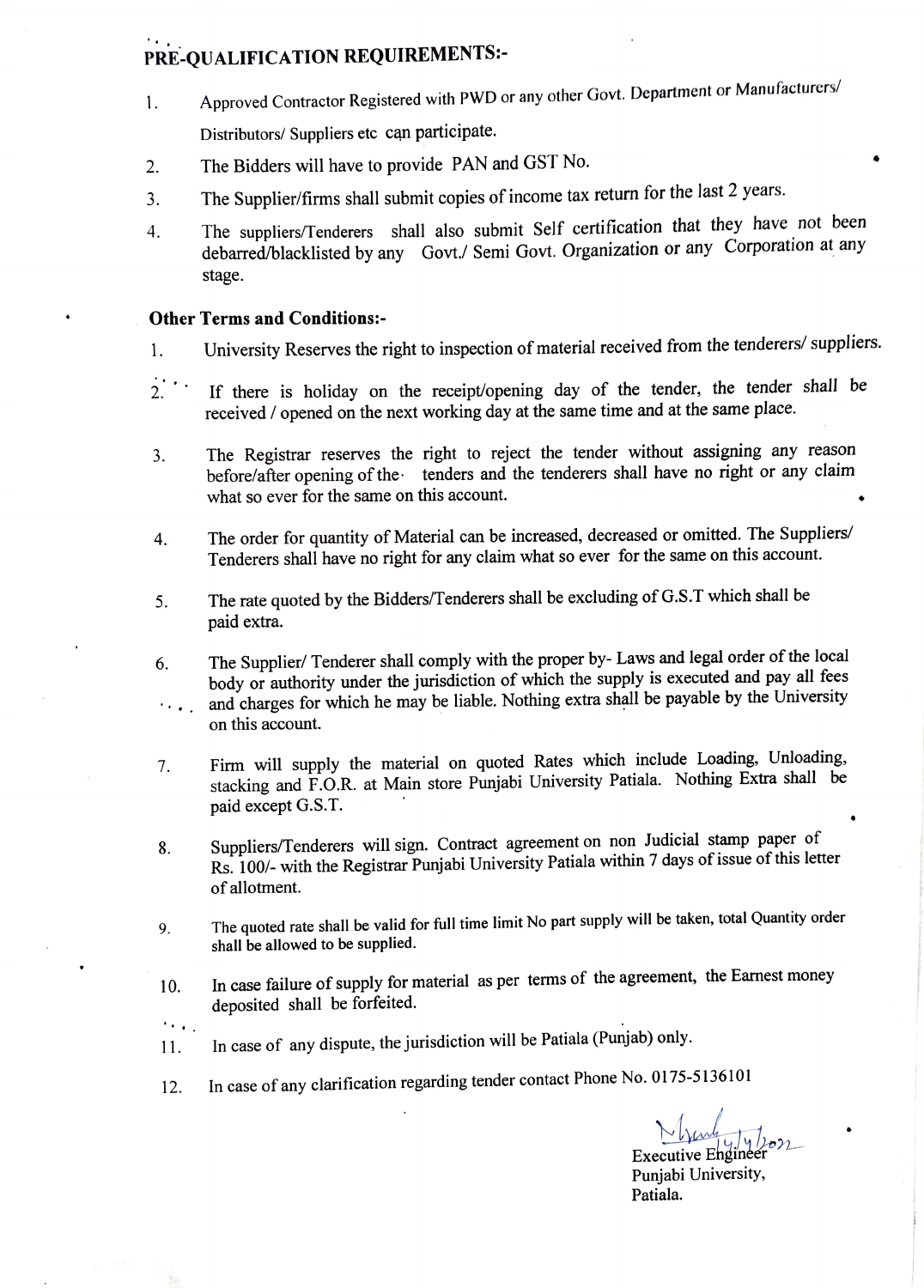## PRE-QUALIFICATION REQUIREMENTS:-

1. Approved Contractor Registered with PWD or any other Govt. Department or Manufacturers/ Distributors/ Suppliers etc can participate.
2. The Bidders will have to provide PAN and GST No.
3. The Supplier/firms shall submit copies of income tax return for the last 2 years.
4. The suppliers/Tenderers shall also submit Self certification that they have not been debarred/blacklisted by any Govt./ Semi Govt. Organization or any Corporation at any stage.

### Other Terms and Conditions:-

1. University Reserves the right to inspection of material received from the tenderers/ suppliers.
2. If there is holiday on the receipt/opening day of the tender, the tender shall be received / opened on the next working day at the same time and at the same place.
3. The Registrar reserves the right to reject the tender without assigning any reason before/after opening of the tenders and the tenderers shall have no right or any claim what so ever for the same on this account.
4. The order for quantity of Material can be increased, decreased or omitted. The Suppliers/ Tenderers shall have no right for any claim what so ever for the same on this account.
5. The rate quoted by the Bidders/Tenderers shall be excluding of G.S.T which shall be paid extra.
6. The Supplier/ Tenderer shall comply with the proper by- Laws and legal order of the local body or authority under the jurisdiction of which the supply is executed and pay all fees and charges for which he may be liable. Nothing extra shall be payable by the University on this account.
7. Firm will supply the material on quoted Rates which include Loading, Unloading, stacking and F.O.R. at Main store Punjabi University Patiala. Nothing Extra shall be paid except G.S.T.
8. Suppliers/Tenderers will sign. Contract agreement on non Judicial stamp paper of Rs. 100/- with the Registrar Punjabi University Patiala within 7 days of issue of this letter of allotment.
9. The quoted rate shall be valid for full time limit No part supply will be taken, total Quantity order shall be allowed to be supplied.
10. In case failure of supply for material as per terms of the agreement, the Earnest money deposited shall be forfeited.
11. In case of any dispute, the jurisdiction will be Patiala (Punjab) only.
12. In case of any clarification regarding tender contact Phone No. 0175-5136101

Executive Engineer
Punjabi University,
Patiala.